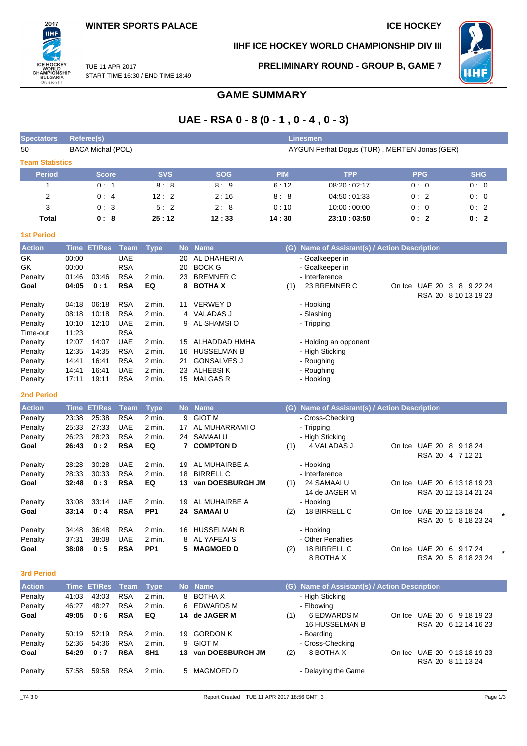WINTER SPORTS PALACE

ICE HOCKEY

IIHF ICE HOCKEY WORLD CHAMPIONSHIP DIV III

TUE 11 APR 2017
START TIME 16:30 / END TIME 18:49

PRELIMINARY ROUND - GROUP B, GAME 7

# GAME SUMMARY

## UAE - RSA 0 - 8 (0 - 1 , 0 - 4 , 0 - 3)

| Spectators | Referee(s) | Linesmen |
|---|---|---|
| 50 | BACA Michal (POL) | AYGUN Ferhat Dogus (TUR) , MERTEN Jonas (GER) |

### Team Statistics

| Period | Score | SVS | SOG | PIM | TPP | PPG | SHG |
|---|---|---|---|---|---|---|---|
| 1 | 0 : 1 | 8 : 8 | 8 : 9 | 6 : 12 | 08:20 : 02:17 | 0 : 0 | 0 : 0 |
| 2 | 0 : 4 | 12 : 2 | 2 : 16 | 8 : 8 | 04:50 : 01:33 | 0 : 2 | 0 : 0 |
| 3 | 0 : 3 | 5 : 2 | 2 : 8 | 0 : 10 | 10:00 : 00:00 | 0 : 0 | 0 : 2 |
| **Total** | **0 : 8** | **25 : 12** | **12 : 33** | **14 : 30** | **23:10 : 03:50** | **0 : 2** | **0 : 2** |

### 1st Period

| Action | Time | ET/Res | Team | Type | No | Name | (G) | Name of Assistant(s) / Action Description | |
|---|---|---|---|---|---|---|---|---|---|
| GK | 00:00 | | UAE | | 20 | AL DHAHERI A | | - Goalkeeper in | |
| GK | 00:00 | | RSA | | 20 | BOCK G | | - Goalkeeper in | |
| Penalty | 01:46 | 03:46 | RSA | 2 min. | 23 | BREMNER C | | - Interference | |
| **Goal** | **04:05** | **0 : 1** | **RSA** | **EQ** | **8** | **BOTHA X** | (1) | 23 BREMNER C | On Ice UAE 20 3 8 9 22 24 RSA 20 8 10 13 19 23 |
| Penalty | 04:18 | 06:18 | RSA | 2 min. | 11 | VERWEY D | | - Hooking | |
| Penalty | 08:18 | 10:18 | RSA | 2 min. | 4 | VALADAS J | | - Slashing | |
| Penalty | 10:10 | 12:10 | UAE | 2 min. | 9 | AL SHAMSI O | | - Tripping | |
| Time-out | 11:23 | | RSA | | | | | | |
| Penalty | 12:07 | 14:07 | UAE | 2 min. | 15 | ALHADDAD HMHA | | - Holding an opponent | |
| Penalty | 12:35 | 14:35 | RSA | 2 min. | 16 | HUSSELMAN B | | - High Sticking | |
| Penalty | 14:41 | 16:41 | RSA | 2 min. | 21 | GONSALVES J | | - Roughing | |
| Penalty | 14:41 | 16:41 | UAE | 2 min. | 23 | ALHEBSI K | | - Roughing | |
| Penalty | 17:11 | 19:11 | RSA | 2 min. | 15 | MALGAS R | | - Hooking | |

### 2nd Period

| Action | Time | ET/Res | Team | Type | No | Name | (G) | Name of Assistant(s) / Action Description | |
|---|---|---|---|---|---|---|---|---|---|
| Penalty | 23:38 | 25:38 | RSA | 2 min. | 9 | GIOT M | | - Cross-Checking | |
| Penalty | 25:33 | 27:33 | UAE | 2 min. | 17 | AL MUHARRAMI O | | - Tripping | |
| Penalty | 26:23 | 28:23 | RSA | 2 min. | 24 | SAMAAI U | | - High Sticking | |
| **Goal** | **26:43** | **0 : 2** | **RSA** | **EQ** | **7** | **COMPTON D** | (1) | 4 VALADAS J | On Ice UAE 20 8 9 18 24 RSA 20 4 7 12 21 |
| Penalty | 28:28 | 30:28 | UAE | 2 min. | 19 | AL MUHAIRBE A | | - Hooking | |
| Penalty | 28:33 | 30:33 | RSA | 2 min. | 18 | BIRRELL C | | - Interference | |
| **Goal** | **32:48** | **0 : 3** | **RSA** | **EQ** | **13** | **van DOESBURGH JM** | (1) | 24 SAMAAI U, 14 de JAGER M | On Ice UAE 20 6 13 18 19 23 RSA 20 12 13 14 21 24 |
| Penalty | 33:08 | 33:14 | UAE | 2 min. | 19 | AL MUHAIRBE A | | - Hooking | |
| **Goal** | **33:14** | **0 : 4** | **RSA** | **PP1** | **24** | **SAMAAI U** | (2) | 18 BIRRELL C | On Ice UAE 20 12 13 18 24 RSA 20 5 8 18 23 24 * |
| Penalty | 34:48 | 36:48 | RSA | 2 min. | 16 | HUSSELMAN B | | - Hooking | |
| Penalty | 37:31 | 38:08 | UAE | 2 min. | 8 | AL YAFEAI S | | - Other Penalties | |
| **Goal** | **38:08** | **0 : 5** | **RSA** | **PP1** | **5** | **MAGMOED D** | (2) | 18 BIRRELL C, 8 BOTHA X | On Ice UAE 20 6 9 17 24 RSA 20 5 8 18 23 24 * |

### 3rd Period

| Action | Time | ET/Res | Team | Type | No | Name | (G) | Name of Assistant(s) / Action Description | |
|---|---|---|---|---|---|---|---|---|---|
| Penalty | 41:03 | 43:03 | RSA | 2 min. | 8 | BOTHA X | | - High Sticking | |
| Penalty | 46:27 | 48:27 | RSA | 2 min. | 6 | EDWARDS M | | - Elbowing | |
| **Goal** | **49:05** | **0 : 6** | **RSA** | **EQ** | **14** | **de JAGER M** | (1) | 6 EDWARDS M, 16 HUSSELMAN B | On Ice UAE 20 6 9 18 19 23 RSA 20 6 12 14 16 23 |
| Penalty | 50:19 | 52:19 | RSA | 2 min. | 19 | GORDON K | | - Boarding | |
| Penalty | 52:36 | 54:36 | RSA | 2 min. | 9 | GIOT M | | - Cross-Checking | |
| **Goal** | **54:29** | **0 : 7** | **RSA** | **SH1** | **13** | **van DOESBURGH JM** | (2) | 8 BOTHA X | On Ice UAE 20 9 13 18 19 23 RSA 20 8 11 13 24 |
| Penalty | 57:58 | 59:58 | RSA | 2 min. | 5 | MAGMOED D | | - Delaying the Game | |

_74 3.0 Report Created TUE 11 APR 2017 18:56 GMT+3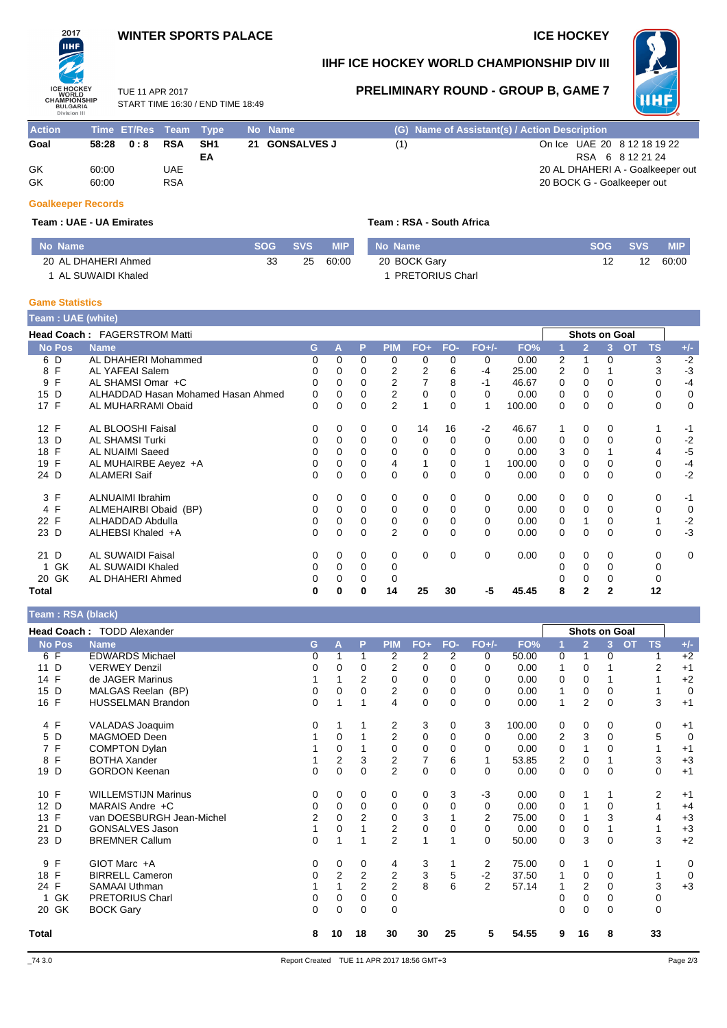**WINTER SPORTS PALACE** — **ICE HOCKEY**

# IIHF ICE HOCKEY WORLD CHAMPIONSHIP DIV III

TUE 11 APR 2017
START TIME 16:30 / END TIME 18:49

## PRELIMINARY ROUND - GROUP B, GAME 7

| Action | Time | ET/Res | Team | Type | No | Name | (G) | Name of Assistant(s) / Action Description |
|---|---|---|---|---|---|---|---|---|
| Goal | 58:28 | 0 : 8 | RSA | SH1 EA | 21 | GONSALVES J | (1) | On Ice UAE 20 8 12 18 19 22 / RSA 6 8 12 21 24 |
| GK | 60:00 | | UAE | | | | | 20 AL DHAHERI A - Goalkeeper out |
| GK | 60:00 | | RSA | | | | | 20 BOCK G - Goalkeeper out |

### Goalkeeper Records

**Team : UAE - UA Emirates**

| No | Name | SOG | SVS | MIP |
|---|---|---|---|---|
| 20 | AL DHAHERI Ahmed | 33 | 25 | 60:00 |
| 1 | AL SUWAIDI Khaled | | | |

**Team : RSA - South Africa**

| No | Name | SOG | SVS | MIP |
|---|---|---|---|---|
| 20 | BOCK Gary | 12 | 12 | 60:00 |
| 1 | PRETORIUS Charl | | | |

### Game Statistics

**Team : UAE (white)**

**Head Coach :** FAGERSTROM Matti

| No | Pos | Name | G | A | P | PIM | FO+ | FO- | FO+/- | FO% | 1 | 2 | 3 | OT | TS | +/- |
|---|---|---|---|---|---|---|---|---|---|---|---|---|---|---|---|---|
| 6 | D | AL DHAHERI Mohammed | 0 | 0 | 0 | 0 | 0 | 0 | 0 | 0.00 | 2 | 1 | 0 | | 3 | -2 |
| 8 | F | AL YAFEAI Salem | 0 | 0 | 0 | 2 | 2 | 6 | -4 | 25.00 | 2 | 0 | 1 | | 3 | -3 |
| 9 | F | AL SHAMSI Omar +C | 0 | 0 | 0 | 2 | 7 | 8 | -1 | 46.67 | 0 | 0 | 0 | | 0 | -4 |
| 15 | D | ALHADDAD Hasan Mohamed Hasan Ahmed | 0 | 0 | 0 | 2 | 0 | 0 | 0 | 0.00 | 0 | 0 | 0 | | 0 | 0 |
| 17 | F | AL MUHARRAMI Obaid | 0 | 0 | 0 | 2 | 1 | 0 | 1 | 100.00 | 0 | 0 | 0 | | 0 | 0 |
| 12 | F | AL BLOOSHI Faisal | 0 | 0 | 0 | 0 | 14 | 16 | -2 | 46.67 | 1 | 0 | 0 | | 1 | -1 |
| 13 | D | AL SHAMSI Turki | 0 | 0 | 0 | 0 | 0 | 0 | 0 | 0.00 | 0 | 0 | 0 | | 0 | -2 |
| 18 | F | AL NUAIMI Saeed | 0 | 0 | 0 | 0 | 0 | 0 | 0 | 0.00 | 3 | 0 | 1 | | 4 | -5 |
| 19 | F | AL MUHAIRBE Aeyez +A | 0 | 0 | 0 | 4 | 1 | 0 | 1 | 100.00 | 0 | 0 | 0 | | 0 | -4 |
| 24 | D | ALAMERI Saif | 0 | 0 | 0 | 0 | 0 | 0 | 0 | 0.00 | 0 | 0 | 0 | | 0 | -2 |
| 3 | F | ALNUAIMI Ibrahim | 0 | 0 | 0 | 0 | 0 | 0 | 0 | 0.00 | 0 | 0 | 0 | | 0 | -1 |
| 4 | F | ALMEHAIRBI Obaid (BP) | 0 | 0 | 0 | 0 | 0 | 0 | 0 | 0.00 | 0 | 0 | 0 | | 0 | 0 |
| 22 | F | ALHADDAD Abdulla | 0 | 0 | 0 | 0 | 0 | 0 | 0 | 0.00 | 0 | 1 | 0 | | 1 | -2 |
| 23 | D | ALHEBSI Khaled +A | 0 | 0 | 0 | 2 | 0 | 0 | 0 | 0.00 | 0 | 0 | 0 | | 0 | -3 |
| 21 | D | AL SUWAIDI Faisal | 0 | 0 | 0 | 0 | 0 | 0 | 0 | 0.00 | 0 | 0 | 0 | | 0 | 0 |
| 1 | GK | AL SUWAIDI Khaled | 0 | 0 | 0 | 0 | | | | | 0 | 0 | 0 | | 0 | |
| 20 | GK | AL DHAHERI Ahmed | 0 | 0 | 0 | 0 | | | | | 0 | 0 | 0 | | 0 | |
| **Total** | | | **0** | **0** | **0** | **14** | **25** | **30** | **-5** | **45.45** | **8** | **2** | **2** | | **12** | |

**Team : RSA (black)**

**Head Coach :** TODD Alexander

| No | Pos | Name | G | A | P | PIM | FO+ | FO- | FO+/- | FO% | 1 | 2 | 3 | OT | TS | +/- |
|---|---|---|---|---|---|---|---|---|---|---|---|---|---|---|---|---|
| 6 | F | EDWARDS Michael | 0 | 1 | 1 | 2 | 2 | 2 | 0 | 50.00 | 0 | 1 | 0 | | 1 | +2 |
| 11 | D | VERWEY Denzil | 0 | 0 | 0 | 2 | 0 | 0 | 0 | 0.00 | 1 | 0 | 1 | | 2 | +1 |
| 14 | F | de JAGER Marinus | 1 | 1 | 2 | 0 | 0 | 0 | 0 | 0.00 | 0 | 0 | 1 | | 1 | +2 |
| 15 | D | MALGAS Reelan (BP) | 0 | 0 | 0 | 2 | 0 | 0 | 0 | 0.00 | 1 | 0 | 0 | | 1 | 0 |
| 16 | F | HUSSELMAN Brandon | 0 | 1 | 1 | 4 | 0 | 0 | 0 | 0.00 | 1 | 2 | 0 | | 3 | +1 |
| 4 | F | VALADAS Joaquim | 0 | 1 | 1 | 2 | 3 | 0 | 3 | 100.00 | 0 | 0 | 0 | | 0 | +1 |
| 5 | D | MAGMOED Deen | 1 | 0 | 1 | 2 | 0 | 0 | 0 | 0.00 | 2 | 3 | 0 | | 5 | 0 |
| 7 | F | COMPTON Dylan | 1 | 0 | 1 | 0 | 0 | 0 | 0 | 0.00 | 0 | 1 | 0 | | 1 | +1 |
| 8 | F | BOTHA Xander | 1 | 2 | 3 | 2 | 7 | 6 | 1 | 53.85 | 2 | 0 | 1 | | 3 | +3 |
| 19 | D | GORDON Keenan | 0 | 0 | 0 | 2 | 0 | 0 | 0 | 0.00 | 0 | 0 | 0 | | 0 | +1 |
| 10 | F | WILLEMSTIJN Marinus | 0 | 0 | 0 | 0 | 0 | 3 | -3 | 0.00 | 0 | 1 | 1 | | 2 | +1 |
| 12 | D | MARAIS Andre +C | 0 | 0 | 0 | 0 | 0 | 0 | 0 | 0.00 | 0 | 1 | 0 | | 1 | +4 |
| 13 | F | van DOESBURGH Jean-Michel | 2 | 0 | 2 | 0 | 3 | 1 | 2 | 75.00 | 0 | 1 | 3 | | 4 | +3 |
| 21 | D | GONSALVES Jason | 1 | 0 | 1 | 2 | 0 | 0 | 0 | 0.00 | 0 | 0 | 1 | | 1 | +3 |
| 23 | D | BREMNER Callum | 0 | 1 | 1 | 2 | 1 | 1 | 0 | 50.00 | 0 | 3 | 0 | | 3 | +2 |
| 9 | F | GIOT Marc +A | 0 | 0 | 0 | 4 | 3 | 1 | 2 | 75.00 | 0 | 1 | 0 | | 1 | 0 |
| 18 | F | BIRRELL Cameron | 0 | 2 | 2 | 2 | 3 | 5 | -2 | 37.50 | 1 | 0 | 0 | | 1 | 0 |
| 24 | F | SAMAAI Uthman | 1 | 1 | 2 | 2 | 8 | 6 | 2 | 57.14 | 1 | 2 | 0 | | 3 | +3 |
| 1 | GK | PRETORIUS Charl | 0 | 0 | 0 | 0 | | | | | 0 | 0 | 0 | | 0 | |
| 20 | GK | BOCK Gary | 0 | 0 | 0 | 0 | | | | | 0 | 0 | 0 | | 0 | |
| **Total** | | | **8** | **10** | **18** | **30** | **30** | **25** | **5** | **54.55** | **9** | **16** | **8** | | **33** | |

_74 3.0 — Report Created TUE 11 APR 2017 18:56 GMT+3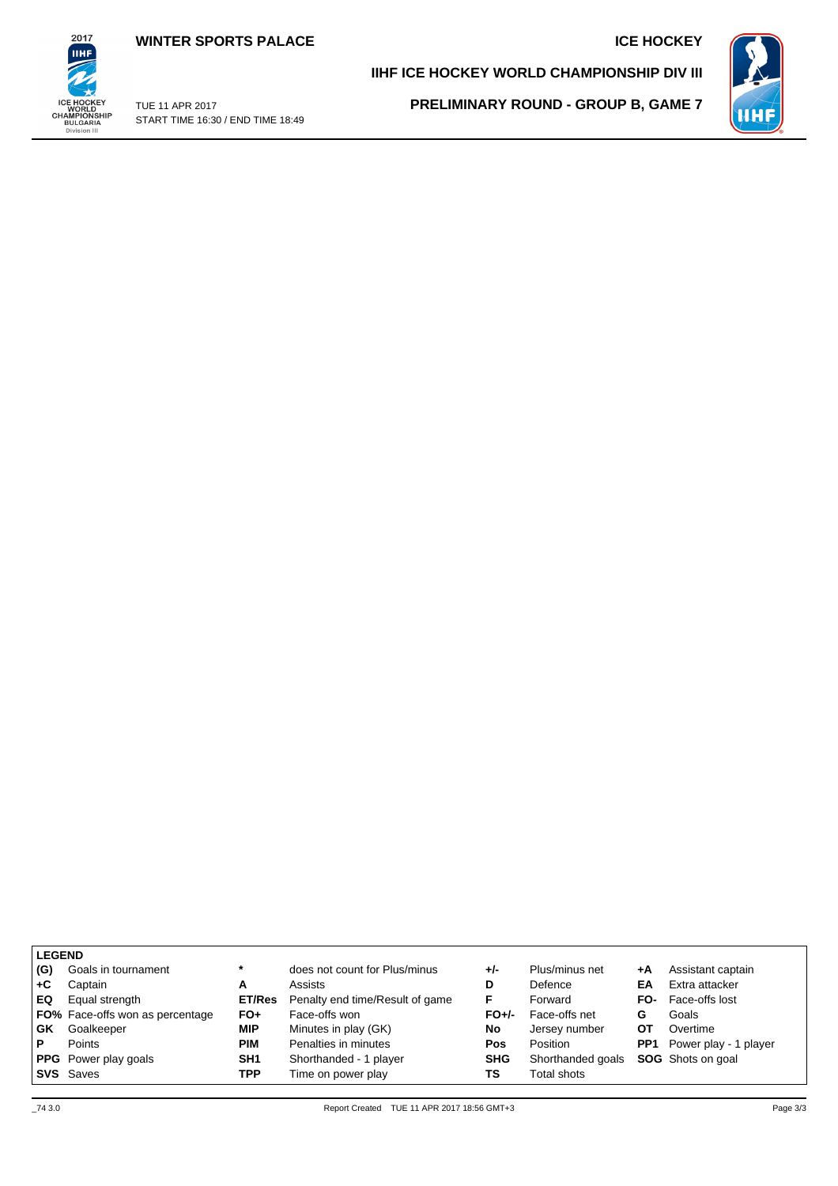## LEGEND

| | | | | | | | |
|---|---|---|---|---|---|---|---|
| **(G)** | Goals in tournament | * | does not count for Plus/minus | **+/-** | Plus/minus net | **+A** | Assistant captain |
| **+C** | Captain | **A** | Assists | **D** | Defence | **EA** | Extra attacker |
| **EQ** | Equal strength | **ET/Res** | Penalty end time/Result of game | **F** | Forward | **FO-** | Face-offs lost |
| **FO%** | Face-offs won as percentage | **FO+** | Face-offs won | **FO+/-** | Face-offs net | **G** | Goals |
| **GK** | Goalkeeper | **MIP** | Minutes in play (GK) | **No** | Jersey number | **OT** | Overtime |
| **P** | Points | **PIM** | Penalties in minutes | **Pos** | Position | **PP1** | Power play - 1 player |
| **PPG** | Power play goals | **SH1** | Shorthanded - 1 player | **SHG** | Shorthanded goals | **SOG** | Shots on goal |
| **SVS** | Saves | **TPP** | Time on power play | **TS** | Total shots | | |

_74 3.0

Report Created TUE 11 APR 2017 18:56 GMT+3